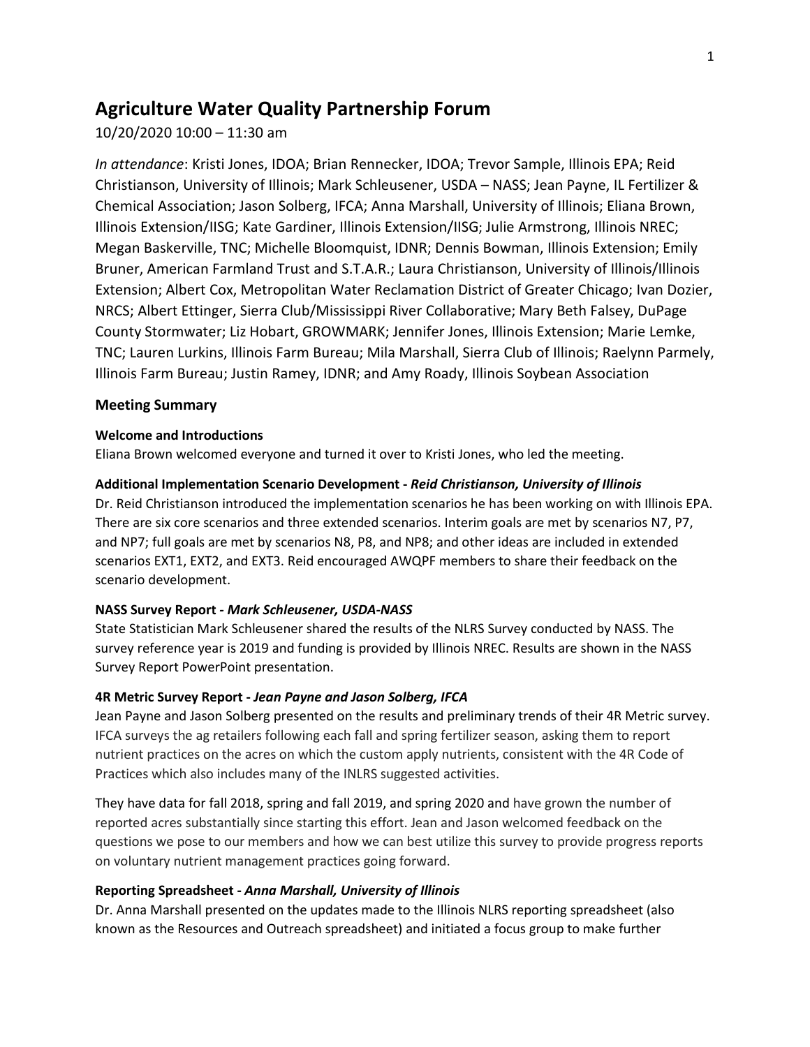# Agriculture Water Quality Partnership Forum

10/20/2020 10:00 – 11:30 am

*In attendance*: Kristi Jones, IDOA; Brian Rennecker, IDOA; Trevor Sample, Illinois EPA; Reid Christianson, University of Illinois; Mark Schleusener, USDA – NASS; Jean Payne, IL Fertilizer & Chemical Association; Jason Solberg, IFCA; Anna Marshall, University of Illinois; Eliana Brown, Illinois Extension/IISG; Kate Gardiner, Illinois Extension/IISG; Julie Armstrong, Illinois NREC; Megan Baskerville, TNC; Michelle Bloomquist, IDNR; Dennis Bowman, Illinois Extension; Emily Bruner, American Farmland Trust and S.T.A.R.; Laura Christianson, University of Illinois/Illinois Extension; Albert Cox, Metropolitan Water Reclamation District of Greater Chicago; Ivan Dozier, NRCS; Albert Ettinger, Sierra Club/Mississippi River Collaborative; Mary Beth Falsey, DuPage County Stormwater; Liz Hobart, GROWMARK; Jennifer Jones, Illinois Extension; Marie Lemke, TNC; Lauren Lurkins, Illinois Farm Bureau; Mila Marshall, Sierra Club of Illinois; Raelynn Parmely, Illinois Farm Bureau; Justin Ramey, IDNR; and Amy Roady, Illinois Soybean Association

## Meeting Summary

### Welcome and Introductions

Eliana Brown welcomed everyone and turned it over to Kristi Jones, who led the meeting.

### Additional Implementation Scenario Development - *Reid Christianson, University of Illinois*

Dr. Reid Christianson introduced the implementation scenarios he has been working on with Illinois EPA. There are six core scenarios and three extended scenarios. Interim goals are met by scenarios N7, P7, and NP7; full goals are met by scenarios N8, P8, and NP8; and other ideas are included in extended scenarios EXT1, EXT2, and EXT3. Reid encouraged AWQPF members to share their feedback on the scenario development.

### NASS Survey Report - *Mark Schleusener, USDA-NASS*

State Statistician Mark Schleusener shared the results of the NLRS Survey conducted by NASS. The survey reference year is 2019 and funding is provided by Illinois NREC. Results are shown in the NASS Survey Report PowerPoint presentation.

### 4R Metric Survey Report - *Jean Payne and Jason Solberg, IFCA*

Jean Payne and Jason Solberg presented on the results and preliminary trends of their 4R Metric survey. IFCA surveys the ag retailers following each fall and spring fertilizer season, asking them to report nutrient practices on the acres on which the custom apply nutrients, consistent with the 4R Code of Practices which also includes many of the INLRS suggested activities.

They have data for fall 2018, spring and fall 2019, and spring 2020 and have grown the number of reported acres substantially since starting this effort. Jean and Jason welcomed feedback on the questions we pose to our members and how we can best utilize this survey to provide progress reports on voluntary nutrient management practices going forward.

### Reporting Spreadsheet - *Anna Marshall, University of Illinois*

Dr. Anna Marshall presented on the updates made to the Illinois NLRS reporting spreadsheet (also known as the Resources and Outreach spreadsheet) and initiated a focus group to make further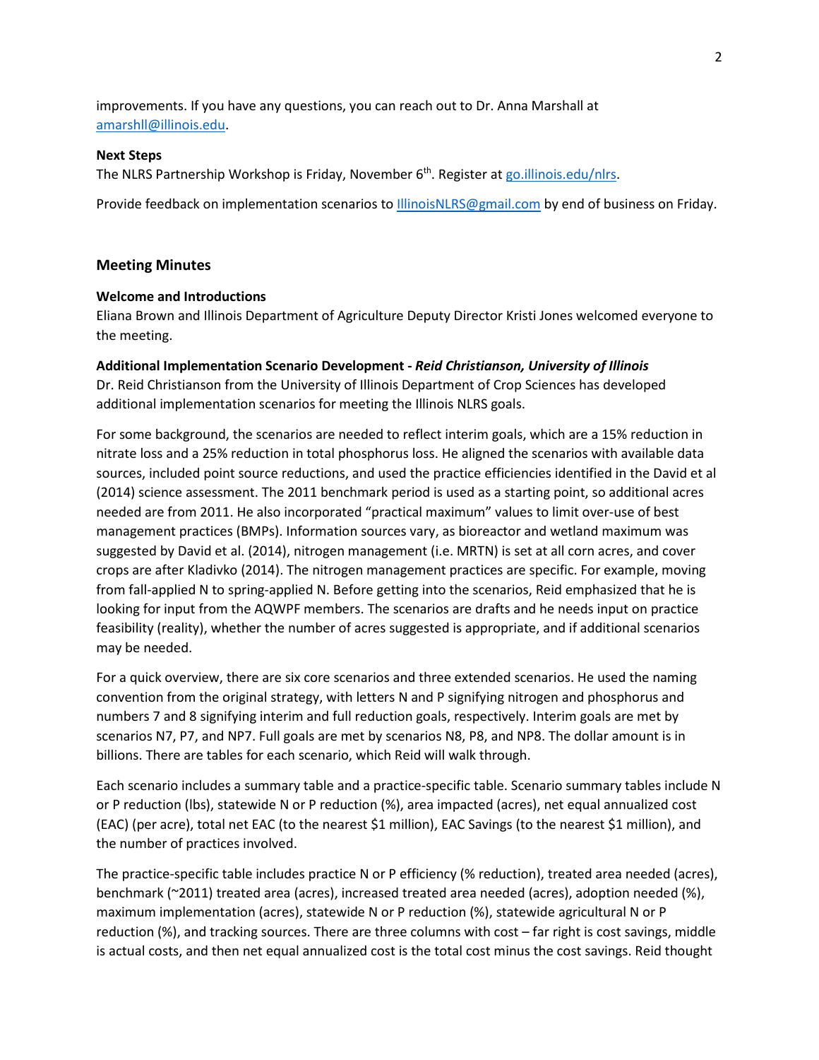improvements. If you have any questions, you can reach out to Dr. Anna Marshall at amarshll@illinois.edu.

**Next Steps**

The NLRS Partnership Workshop is Friday, November 6th. Register at go.illinois.edu/nlrs.

Provide feedback on implementation scenarios to IllinoisNLRS@gmail.com by end of business on Friday.

## Meeting Minutes

**Welcome and Introductions**

Eliana Brown and Illinois Department of Agriculture Deputy Director Kristi Jones welcomed everyone to the meeting.

**Additional Implementation Scenario Development -** ***Reid Christianson, University of Illinois***

Dr. Reid Christianson from the University of Illinois Department of Crop Sciences has developed additional implementation scenarios for meeting the Illinois NLRS goals.

For some background, the scenarios are needed to reflect interim goals, which are a 15% reduction in nitrate loss and a 25% reduction in total phosphorus loss. He aligned the scenarios with available data sources, included point source reductions, and used the practice efficiencies identified in the David et al (2014) science assessment. The 2011 benchmark period is used as a starting point, so additional acres needed are from 2011. He also incorporated "practical maximum" values to limit over-use of best management practices (BMPs). Information sources vary, as bioreactor and wetland maximum was suggested by David et al. (2014), nitrogen management (i.e. MRTN) is set at all corn acres, and cover crops are after Kladivko (2014). The nitrogen management practices are specific. For example, moving from fall-applied N to spring-applied N. Before getting into the scenarios, Reid emphasized that he is looking for input from the AQWPF members. The scenarios are drafts and he needs input on practice feasibility (reality), whether the number of acres suggested is appropriate, and if additional scenarios may be needed.

For a quick overview, there are six core scenarios and three extended scenarios. He used the naming convention from the original strategy, with letters N and P signifying nitrogen and phosphorus and numbers 7 and 8 signifying interim and full reduction goals, respectively. Interim goals are met by scenarios N7, P7, and NP7. Full goals are met by scenarios N8, P8, and NP8. The dollar amount is in billions. There are tables for each scenario, which Reid will walk through.

Each scenario includes a summary table and a practice-specific table. Scenario summary tables include N or P reduction (lbs), statewide N or P reduction (%), area impacted (acres), net equal annualized cost (EAC) (per acre), total net EAC (to the nearest $1 million), EAC Savings (to the nearest $1 million), and the number of practices involved.

The practice-specific table includes practice N or P efficiency (% reduction), treated area needed (acres), benchmark (~2011) treated area (acres), increased treated area needed (acres), adoption needed (%), maximum implementation (acres), statewide N or P reduction (%), statewide agricultural N or P reduction (%), and tracking sources. There are three columns with cost – far right is cost savings, middle is actual costs, and then net equal annualized cost is the total cost minus the cost savings. Reid thought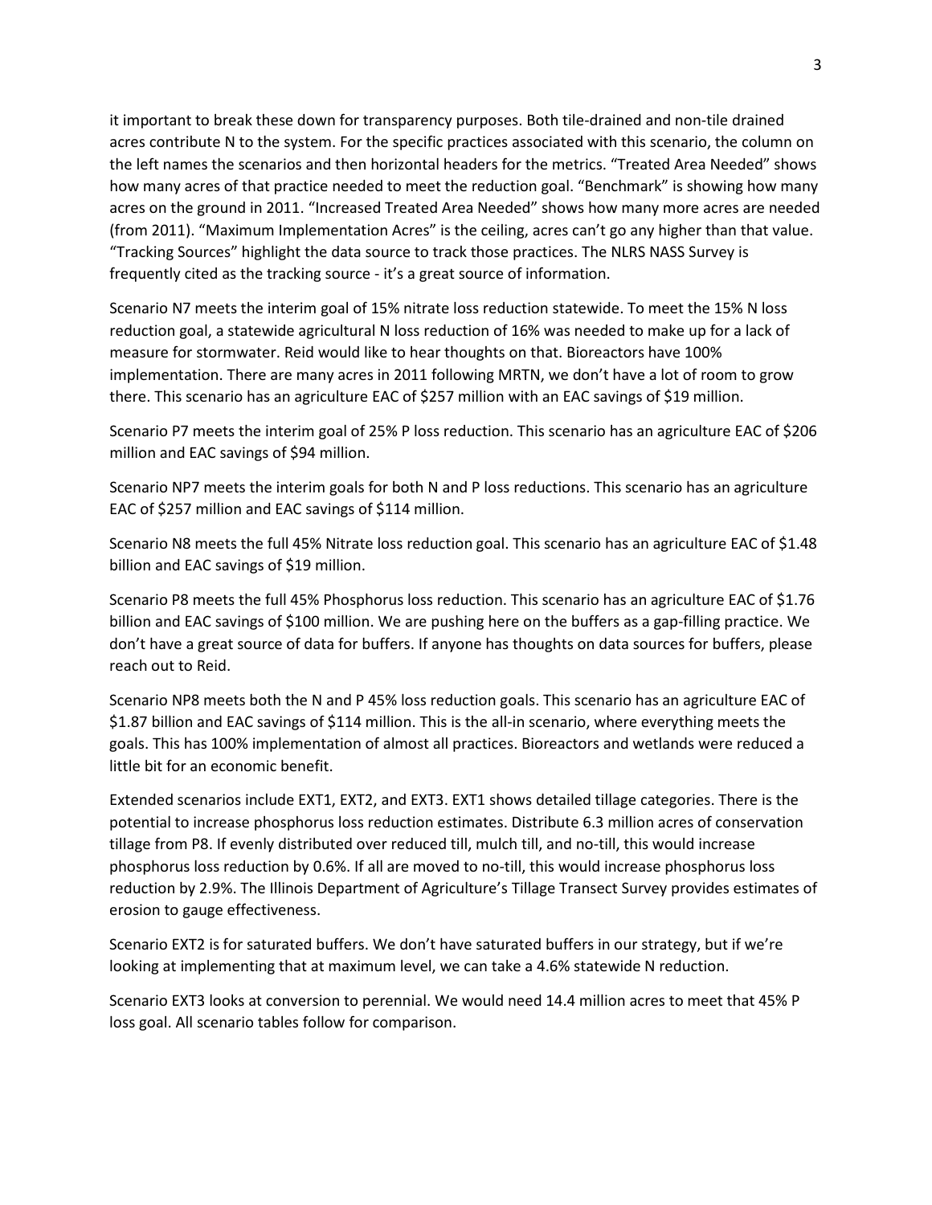it important to break these down for transparency purposes. Both tile-drained and non-tile drained acres contribute N to the system. For the specific practices associated with this scenario, the column on the left names the scenarios and then horizontal headers for the metrics. "Treated Area Needed" shows how many acres of that practice needed to meet the reduction goal. "Benchmark" is showing how many acres on the ground in 2011. "Increased Treated Area Needed" shows how many more acres are needed (from 2011). "Maximum Implementation Acres" is the ceiling, acres can't go any higher than that value. "Tracking Sources" highlight the data source to track those practices. The NLRS NASS Survey is frequently cited as the tracking source - it's a great source of information.

Scenario N7 meets the interim goal of 15% nitrate loss reduction statewide. To meet the 15% N loss reduction goal, a statewide agricultural N loss reduction of 16% was needed to make up for a lack of measure for stormwater. Reid would like to hear thoughts on that. Bioreactors have 100% implementation. There are many acres in 2011 following MRTN, we don't have a lot of room to grow there. This scenario has an agriculture EAC of $257 million with an EAC savings of $19 million.

Scenario P7 meets the interim goal of 25% P loss reduction. This scenario has an agriculture EAC of $206 million and EAC savings of $94 million.

Scenario NP7 meets the interim goals for both N and P loss reductions. This scenario has an agriculture EAC of $257 million and EAC savings of $114 million.

Scenario N8 meets the full 45% Nitrate loss reduction goal. This scenario has an agriculture EAC of $1.48 billion and EAC savings of $19 million.

Scenario P8 meets the full 45% Phosphorus loss reduction. This scenario has an agriculture EAC of $1.76 billion and EAC savings of $100 million. We are pushing here on the buffers as a gap-filling practice. We don't have a great source of data for buffers. If anyone has thoughts on data sources for buffers, please reach out to Reid.

Scenario NP8 meets both the N and P 45% loss reduction goals. This scenario has an agriculture EAC of $1.87 billion and EAC savings of $114 million. This is the all-in scenario, where everything meets the goals. This has 100% implementation of almost all practices. Bioreactors and wetlands were reduced a little bit for an economic benefit.

Extended scenarios include EXT1, EXT2, and EXT3. EXT1 shows detailed tillage categories. There is the potential to increase phosphorus loss reduction estimates. Distribute 6.3 million acres of conservation tillage from P8. If evenly distributed over reduced till, mulch till, and no-till, this would increase phosphorus loss reduction by 0.6%. If all are moved to no-till, this would increase phosphorus loss reduction by 2.9%. The Illinois Department of Agriculture's Tillage Transect Survey provides estimates of erosion to gauge effectiveness.

Scenario EXT2 is for saturated buffers. We don't have saturated buffers in our strategy, but if we're looking at implementing that at maximum level, we can take a 4.6% statewide N reduction.

Scenario EXT3 looks at conversion to perennial. We would need 14.4 million acres to meet that 45% P loss goal. All scenario tables follow for comparison.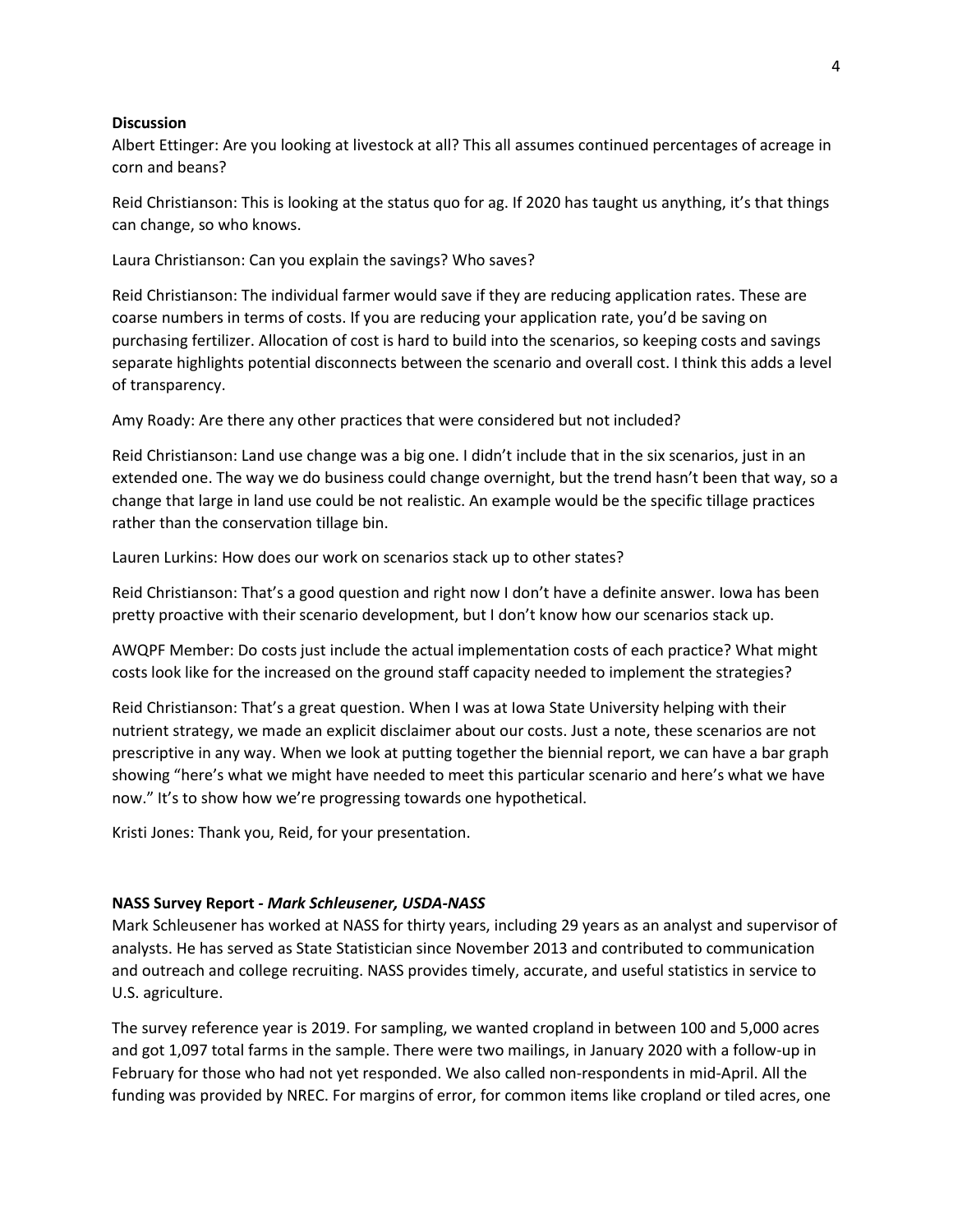**Discussion**

Albert Ettinger: Are you looking at livestock at all? This all assumes continued percentages of acreage in corn and beans?

Reid Christianson: This is looking at the status quo for ag. If 2020 has taught us anything, it's that things can change, so who knows.

Laura Christianson: Can you explain the savings? Who saves?

Reid Christianson: The individual farmer would save if they are reducing application rates. These are coarse numbers in terms of costs. If you are reducing your application rate, you'd be saving on purchasing fertilizer. Allocation of cost is hard to build into the scenarios, so keeping costs and savings separate highlights potential disconnects between the scenario and overall cost. I think this adds a level of transparency.

Amy Roady: Are there any other practices that were considered but not included?

Reid Christianson: Land use change was a big one. I didn't include that in the six scenarios, just in an extended one. The way we do business could change overnight, but the trend hasn't been that way, so a change that large in land use could be not realistic. An example would be the specific tillage practices rather than the conservation tillage bin.

Lauren Lurkins: How does our work on scenarios stack up to other states?

Reid Christianson: That's a good question and right now I don't have a definite answer. Iowa has been pretty proactive with their scenario development, but I don't know how our scenarios stack up.

AWQPF Member: Do costs just include the actual implementation costs of each practice? What might costs look like for the increased on the ground staff capacity needed to implement the strategies?

Reid Christianson: That's a great question. When I was at Iowa State University helping with their nutrient strategy, we made an explicit disclaimer about our costs. Just a note, these scenarios are not prescriptive in any way. When we look at putting together the biennial report, we can have a bar graph showing "here's what we might have needed to meet this particular scenario and here's what we have now." It's to show how we're progressing towards one hypothetical.

Kristi Jones: Thank you, Reid, for your presentation.

**NASS Survey Report -** ***Mark Schleusener, USDA-NASS***

Mark Schleusener has worked at NASS for thirty years, including 29 years as an analyst and supervisor of analysts. He has served as State Statistician since November 2013 and contributed to communication and outreach and college recruiting. NASS provides timely, accurate, and useful statistics in service to U.S. agriculture.

The survey reference year is 2019. For sampling, we wanted cropland in between 100 and 5,000 acres and got 1,097 total farms in the sample. There were two mailings, in January 2020 with a follow-up in February for those who had not yet responded. We also called non-respondents in mid-April. All the funding was provided by NREC. For margins of error, for common items like cropland or tiled acres, one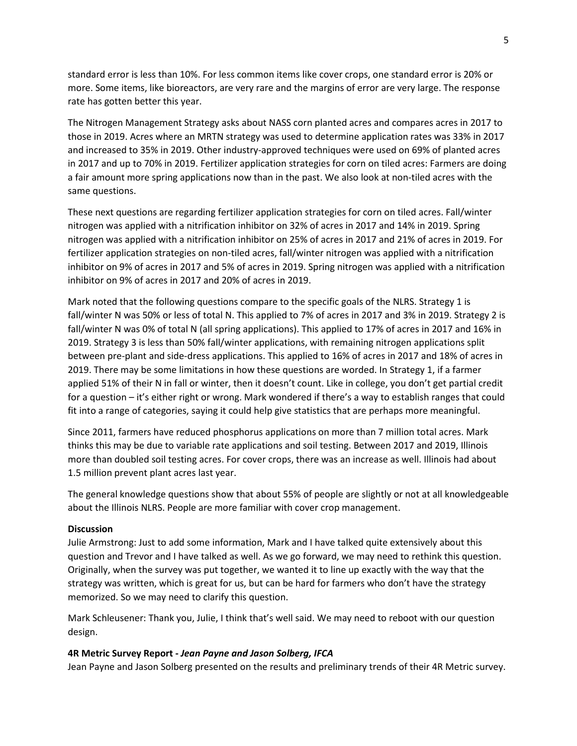standard error is less than 10%. For less common items like cover crops, one standard error is 20% or more. Some items, like bioreactors, are very rare and the margins of error are very large. The response rate has gotten better this year.

The Nitrogen Management Strategy asks about NASS corn planted acres and compares acres in 2017 to those in 2019. Acres where an MRTN strategy was used to determine application rates was 33% in 2017 and increased to 35% in 2019. Other industry-approved techniques were used on 69% of planted acres in 2017 and up to 70% in 2019. Fertilizer application strategies for corn on tiled acres: Farmers are doing a fair amount more spring applications now than in the past. We also look at non-tiled acres with the same questions.

These next questions are regarding fertilizer application strategies for corn on tiled acres. Fall/winter nitrogen was applied with a nitrification inhibitor on 32% of acres in 2017 and 14% in 2019. Spring nitrogen was applied with a nitrification inhibitor on 25% of acres in 2017 and 21% of acres in 2019. For fertilizer application strategies on non-tiled acres, fall/winter nitrogen was applied with a nitrification inhibitor on 9% of acres in 2017 and 5% of acres in 2019. Spring nitrogen was applied with a nitrification inhibitor on 9% of acres in 2017 and 20% of acres in 2019.

Mark noted that the following questions compare to the specific goals of the NLRS. Strategy 1 is fall/winter N was 50% or less of total N. This applied to 7% of acres in 2017 and 3% in 2019. Strategy 2 is fall/winter N was 0% of total N (all spring applications). This applied to 17% of acres in 2017 and 16% in 2019. Strategy 3 is less than 50% fall/winter applications, with remaining nitrogen applications split between pre-plant and side-dress applications. This applied to 16% of acres in 2017 and 18% of acres in 2019. There may be some limitations in how these questions are worded. In Strategy 1, if a farmer applied 51% of their N in fall or winter, then it doesn't count. Like in college, you don't get partial credit for a question – it's either right or wrong. Mark wondered if there's a way to establish ranges that could fit into a range of categories, saying it could help give statistics that are perhaps more meaningful.

Since 2011, farmers have reduced phosphorus applications on more than 7 million total acres. Mark thinks this may be due to variable rate applications and soil testing. Between 2017 and 2019, Illinois more than doubled soil testing acres. For cover crops, there was an increase as well. Illinois had about 1.5 million prevent plant acres last year.

The general knowledge questions show that about 55% of people are slightly or not at all knowledgeable about the Illinois NLRS. People are more familiar with cover crop management.

**Discussion**

Julie Armstrong: Just to add some information, Mark and I have talked quite extensively about this question and Trevor and I have talked as well. As we go forward, we may need to rethink this question. Originally, when the survey was put together, we wanted it to line up exactly with the way that the strategy was written, which is great for us, but can be hard for farmers who don't have the strategy memorized. So we may need to clarify this question.

Mark Schleusener: Thank you, Julie, I think that's well said. We may need to reboot with our question design.

**4R Metric Survey Report - *Jean Payne and Jason Solberg, IFCA***

Jean Payne and Jason Solberg presented on the results and preliminary trends of their 4R Metric survey.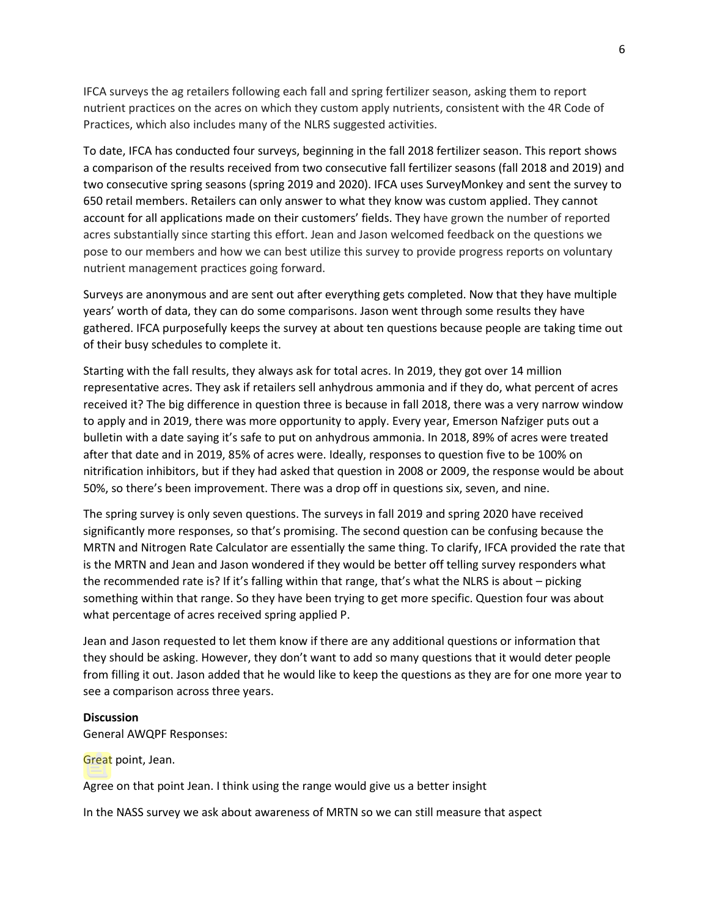IFCA surveys the ag retailers following each fall and spring fertilizer season, asking them to report nutrient practices on the acres on which they custom apply nutrients, consistent with the 4R Code of Practices, which also includes many of the NLRS suggested activities.

To date, IFCA has conducted four surveys, beginning in the fall 2018 fertilizer season. This report shows a comparison of the results received from two consecutive fall fertilizer seasons (fall 2018 and 2019) and two consecutive spring seasons (spring 2019 and 2020). IFCA uses SurveyMonkey and sent the survey to 650 retail members. Retailers can only answer to what they know was custom applied. They cannot account for all applications made on their customers' fields. They have grown the number of reported acres substantially since starting this effort. Jean and Jason welcomed feedback on the questions we pose to our members and how we can best utilize this survey to provide progress reports on voluntary nutrient management practices going forward.

Surveys are anonymous and are sent out after everything gets completed. Now that they have multiple years' worth of data, they can do some comparisons. Jason went through some results they have gathered. IFCA purposefully keeps the survey at about ten questions because people are taking time out of their busy schedules to complete it.

Starting with the fall results, they always ask for total acres. In 2019, they got over 14 million representative acres. They ask if retailers sell anhydrous ammonia and if they do, what percent of acres received it? The big difference in question three is because in fall 2018, there was a very narrow window to apply and in 2019, there was more opportunity to apply. Every year, Emerson Nafziger puts out a bulletin with a date saying it's safe to put on anhydrous ammonia. In 2018, 89% of acres were treated after that date and in 2019, 85% of acres were. Ideally, responses to question five to be 100% on nitrification inhibitors, but if they had asked that question in 2008 or 2009, the response would be about 50%, so there's been improvement. There was a drop off in questions six, seven, and nine.

The spring survey is only seven questions. The surveys in fall 2019 and spring 2020 have received significantly more responses, so that's promising. The second question can be confusing because the MRTN and Nitrogen Rate Calculator are essentially the same thing. To clarify, IFCA provided the rate that is the MRTN and Jean and Jason wondered if they would be better off telling survey responders what the recommended rate is? If it's falling within that range, that's what the NLRS is about – picking something within that range. So they have been trying to get more specific. Question four was about what percentage of acres received spring applied P.

Jean and Jason requested to let them know if there are any additional questions or information that they should be asking. However, they don't want to add so many questions that it would deter people from filling it out. Jason added that he would like to keep the questions as they are for one more year to see a comparison across three years.

**Discussion**
General AWQPF Responses:

Great point, Jean.

Agree on that point Jean. I think using the range would give us a better insight

In the NASS survey we ask about awareness of MRTN so we can still measure that aspect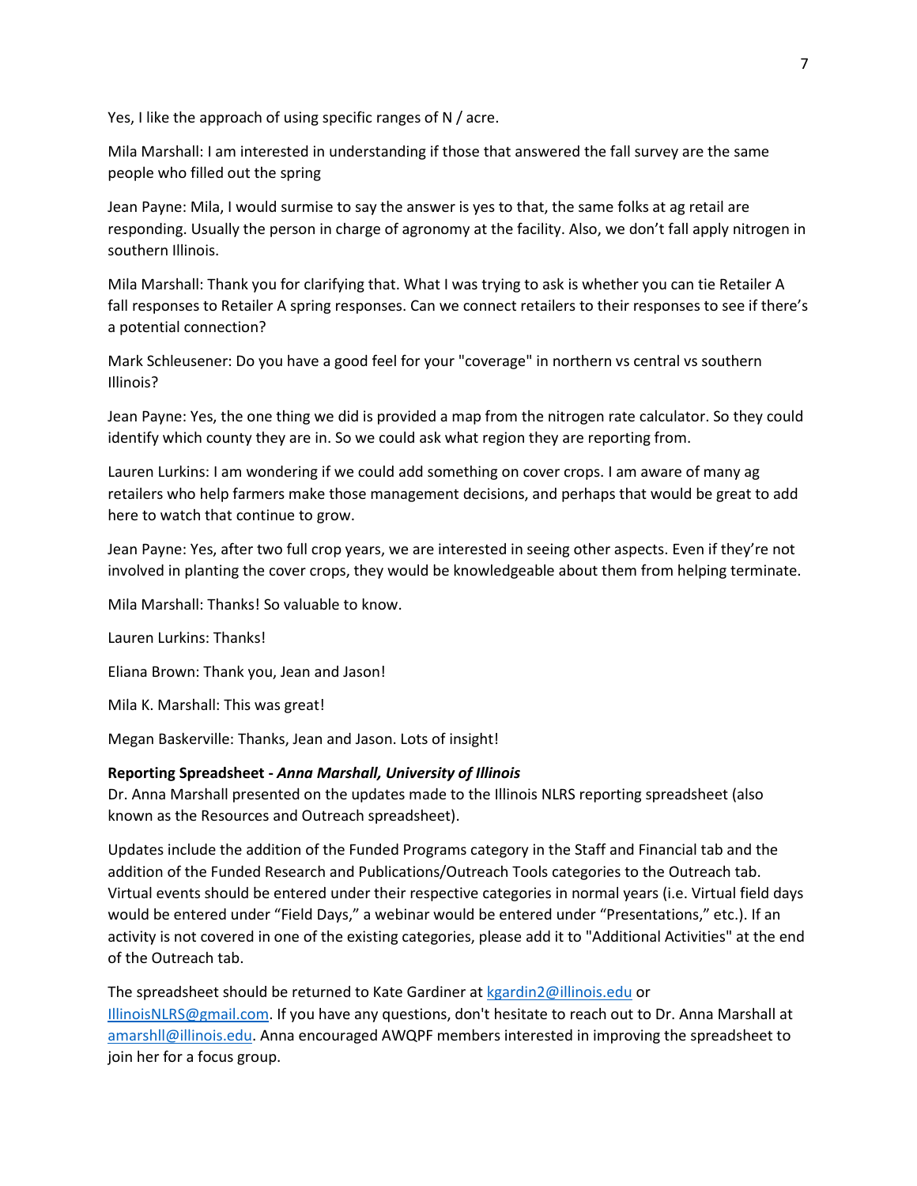Yes, I like the approach of using specific ranges of N / acre.

Mila Marshall: I am interested in understanding if those that answered the fall survey are the same people who filled out the spring

Jean Payne: Mila, I would surmise to say the answer is yes to that, the same folks at ag retail are responding. Usually the person in charge of agronomy at the facility. Also, we don't fall apply nitrogen in southern Illinois.

Mila Marshall: Thank you for clarifying that. What I was trying to ask is whether you can tie Retailer A fall responses to Retailer A spring responses. Can we connect retailers to their responses to see if there's a potential connection?

Mark Schleusener: Do you have a good feel for your "coverage" in northern vs central vs southern Illinois?

Jean Payne: Yes, the one thing we did is provided a map from the nitrogen rate calculator. So they could identify which county they are in. So we could ask what region they are reporting from.

Lauren Lurkins: I am wondering if we could add something on cover crops. I am aware of many ag retailers who help farmers make those management decisions, and perhaps that would be great to add here to watch that continue to grow.

Jean Payne: Yes, after two full crop years, we are interested in seeing other aspects. Even if they're not involved in planting the cover crops, they would be knowledgeable about them from helping terminate.

Mila Marshall: Thanks! So valuable to know.

Lauren Lurkins: Thanks!

Eliana Brown: Thank you, Jean and Jason!

Mila K. Marshall: This was great!

Megan Baskerville: Thanks, Jean and Jason. Lots of insight!

**Reporting Spreadsheet -** ***Anna Marshall, University of Illinois***

Dr. Anna Marshall presented on the updates made to the Illinois NLRS reporting spreadsheet (also known as the Resources and Outreach spreadsheet).

Updates include the addition of the Funded Programs category in the Staff and Financial tab and the addition of the Funded Research and Publications/Outreach Tools categories to the Outreach tab. Virtual events should be entered under their respective categories in normal years (i.e. Virtual field days would be entered under "Field Days," a webinar would be entered under "Presentations," etc.). If an activity is not covered in one of the existing categories, please add it to "Additional Activities" at the end of the Outreach tab.

The spreadsheet should be returned to Kate Gardiner at kgardin2@illinois.edu or IllinoisNLRS@gmail.com. If you have any questions, don't hesitate to reach out to Dr. Anna Marshall at amarshll@illinois.edu. Anna encouraged AWQPF members interested in improving the spreadsheet to join her for a focus group.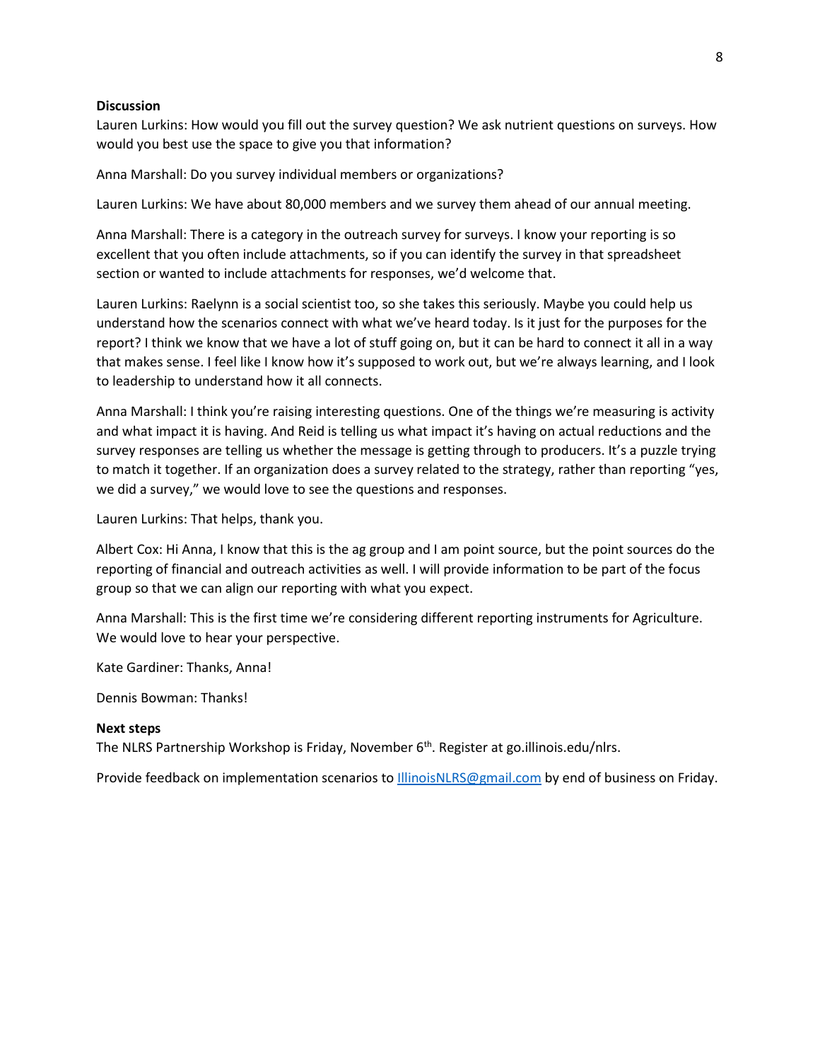**Discussion**

Lauren Lurkins: How would you fill out the survey question? We ask nutrient questions on surveys. How would you best use the space to give you that information?

Anna Marshall: Do you survey individual members or organizations?

Lauren Lurkins: We have about 80,000 members and we survey them ahead of our annual meeting.

Anna Marshall: There is a category in the outreach survey for surveys. I know your reporting is so excellent that you often include attachments, so if you can identify the survey in that spreadsheet section or wanted to include attachments for responses, we'd welcome that.

Lauren Lurkins: Raelynn is a social scientist too, so she takes this seriously. Maybe you could help us understand how the scenarios connect with what we've heard today. Is it just for the purposes for the report? I think we know that we have a lot of stuff going on, but it can be hard to connect it all in a way that makes sense. I feel like I know how it's supposed to work out, but we're always learning, and I look to leadership to understand how it all connects.

Anna Marshall: I think you're raising interesting questions. One of the things we're measuring is activity and what impact it is having. And Reid is telling us what impact it's having on actual reductions and the survey responses are telling us whether the message is getting through to producers. It's a puzzle trying to match it together. If an organization does a survey related to the strategy, rather than reporting "yes, we did a survey," we would love to see the questions and responses.

Lauren Lurkins: That helps, thank you.

Albert Cox: Hi Anna, I know that this is the ag group and I am point source, but the point sources do the reporting of financial and outreach activities as well. I will provide information to be part of the focus group so that we can align our reporting with what you expect.

Anna Marshall: This is the first time we're considering different reporting instruments for Agriculture. We would love to hear your perspective.

Kate Gardiner: Thanks, Anna!

Dennis Bowman: Thanks!

**Next steps**

The NLRS Partnership Workshop is Friday, November 6th. Register at go.illinois.edu/nlrs.

Provide feedback on implementation scenarios to IllinoisNLRS@gmail.com by end of business on Friday.